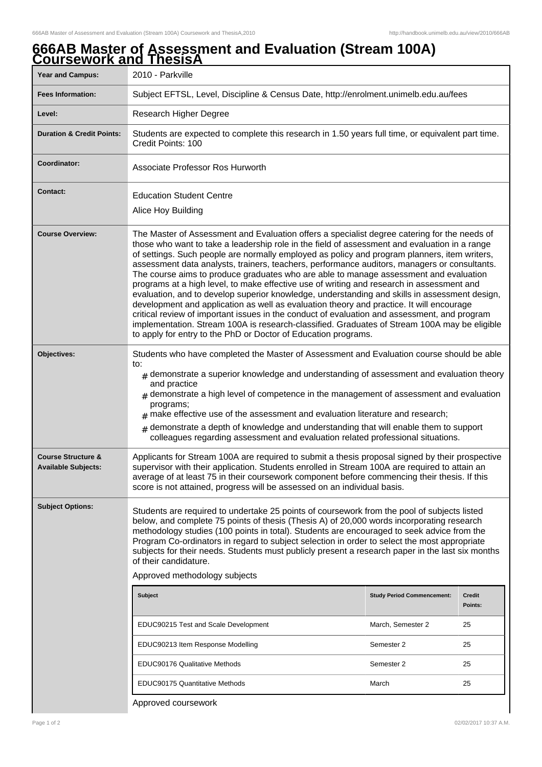# 666AB Master of Assessment and Evaluation (Stream 100A) Coursework and ThesisA

| | |
|---|---|
| **Year and Campus:** | 2010 - Parkville |
| **Fees Information:** | Subject EFTSL, Level, Discipline & Census Date, http://enrolment.unimelb.edu.au/fees |
| **Level:** | Research Higher Degree |
| **Duration & Credit Points:** | Students are expected to complete this research in 1.50 years full time, or equivalent part time. Credit Points: 100 |
| **Coordinator:** | Associate Professor Ros Hurworth |
| **Contact:** | Education Student Centre<br>Alice Hoy Building |
| **Course Overview:** | The Master of Assessment and Evaluation offers a specialist degree catering for the needs of those who want to take a leadership role in the field of assessment and evaluation in a range of settings. Such people are normally employed as policy and program planners, item writers, assessment data analysts, trainers, teachers, performance auditors, managers or consultants. The course aims to produce graduates who are able to manage assessment and evaluation programs at a high level, to make effective use of writing and research in assessment and evaluation, and to develop superior knowledge, understanding and skills in assessment design, development and application as well as evaluation theory and practice. It will encourage critical review of important issues in the conduct of evaluation and assessment, and program implementation. Stream 100A is research-classified. Graduates of Stream 100A may be eligible to apply for entry to the PhD or Doctor of Education programs. |
| **Objectives:** | Students who have completed the Master of Assessment and Evaluation course should be able to:<br># demonstrate a superior knowledge and understanding of assessment and evaluation theory and practice<br># demonstrate a high level of competence in the management of assessment and evaluation programs;<br># make effective use of the assessment and evaluation literature and research;<br># demonstrate a depth of knowledge and understanding that will enable them to support colleagues regarding assessment and evaluation related professional situations. |
| **Course Structure & Available Subjects:** | Applicants for Stream 100A are required to submit a thesis proposal signed by their prospective supervisor with their application. Students enrolled in Stream 100A are required to attain an average of at least 75 in their coursework component before commencing their thesis. If this score is not attained, progress will be assessed on an individual basis. |
| **Subject Options:** | Students are required to undertake 25 points of coursework from the pool of subjects listed below, and complete 75 points of thesis (Thesis A) of 20,000 words incorporating research methodology studies (100 points in total). Students are encouraged to seek advice from the Program Co-ordinators in regard to subject selection in order to select the most appropriate subjects for their needs. Students must publicly present a research paper in the last six months of their candidature. |

Approved methodology subjects

| Subject | Study Period Commencement: | Credit Points: |
|---|---|---|
| EDUC90215 Test and Scale Development | March, Semester 2 | 25 |
| EDUC90213 Item Response Modelling | Semester 2 | 25 |
| EDUC90176 Qualitative Methods | Semester 2 | 25 |
| EDUC90175 Quantitative Methods | March | 25 |

Approved coursework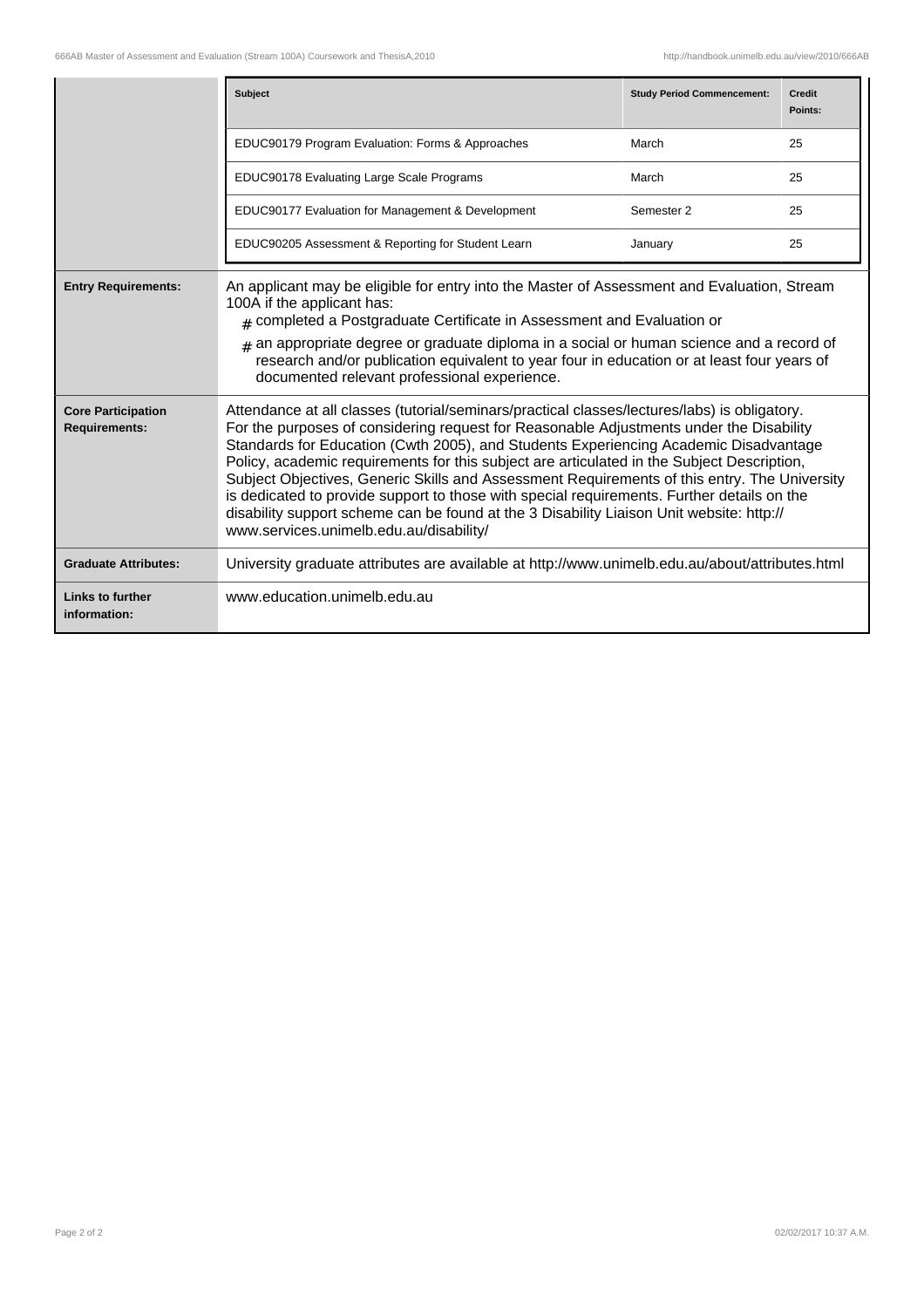| | Subject | Study Period Commencement: | Credit Points: |
|---|---|---|---|
| | EDUC90179 Program Evaluation: Forms & Approaches | March | 25 |
| | EDUC90178 Evaluating Large Scale Programs | March | 25 |
| | EDUC90177 Evaluation for Management & Development | Semester 2 | 25 |
| | EDUC90205 Assessment & Reporting for Student Learn | January | 25 |

| | |
|---|---|
| **Entry Requirements:** | An applicant may be eligible for entry into the Master of Assessment and Evaluation, Stream 100A if the applicant has:<br># completed a Postgraduate Certificate in Assessment and Evaluation or<br># an appropriate degree or graduate diploma in a social or human science and a record of research and/or publication equivalent to year four in education or at least four years of documented relevant professional experience. |
| **Core Participation Requirements:** | Attendance at all classes (tutorial/seminars/practical classes/lectures/labs) is obligatory. For the purposes of considering request for Reasonable Adjustments under the Disability Standards for Education (Cwth 2005), and Students Experiencing Academic Disadvantage Policy, academic requirements for this subject are articulated in the Subject Description, Subject Objectives, Generic Skills and Assessment Requirements of this entry. The University is dedicated to provide support to those with special requirements. Further details on the disability support scheme can be found at the 3 Disability Liaison Unit website: http://www.services.unimelb.edu.au/disability/ |
| **Graduate Attributes:** | University graduate attributes are available at http://www.unimelb.edu.au/about/attributes.html |
| **Links to further information:** | www.education.unimelb.edu.au |